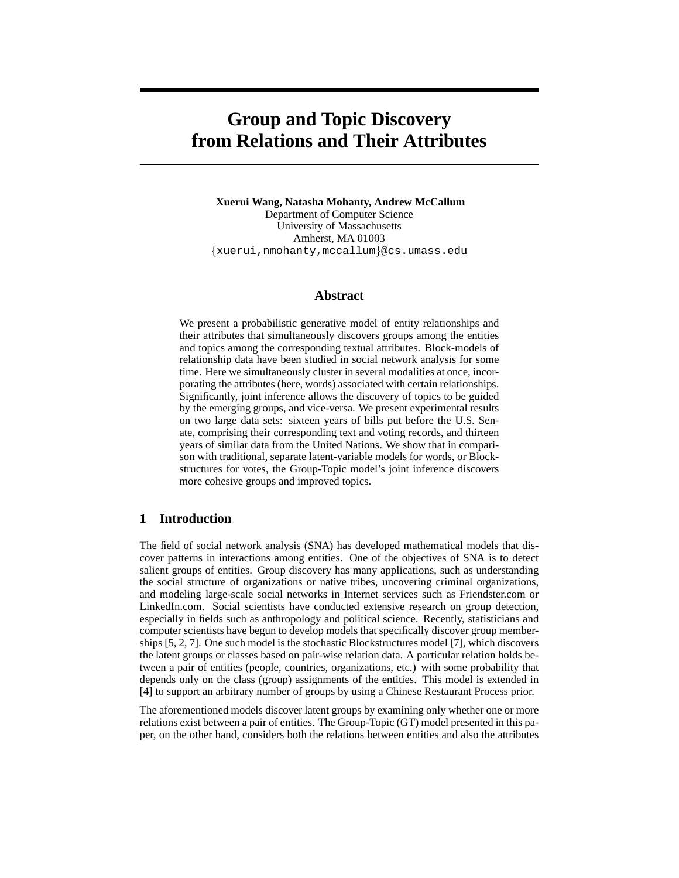# Group and Topic Discovery from Relations and Their Attributes

**Xuerui Wang, Natasha Mohanty, Andrew McCallum**
Department of Computer Science
University of Massachusetts
Amherst, MA 01003
{xuerui,nmohanty,mccallum}@cs.umass.edu

## Abstract

We present a probabilistic generative model of entity relationships and their attributes that simultaneously discovers groups among the entities and topics among the corresponding textual attributes. Block-models of relationship data have been studied in social network analysis for some time. Here we simultaneously cluster in several modalities at once, incorporating the attributes (here, words) associated with certain relationships. Significantly, joint inference allows the discovery of topics to be guided by the emerging groups, and vice-versa. We present experimental results on two large data sets: sixteen years of bills put before the U.S. Senate, comprising their corresponding text and voting records, and thirteen years of similar data from the United Nations. We show that in comparison with traditional, separate latent-variable models for words, or Blockstructures for votes, the Group-Topic model's joint inference discovers more cohesive groups and improved topics.

## 1 Introduction

The field of social network analysis (SNA) has developed mathematical models that discover patterns in interactions among entities. One of the objectives of SNA is to detect salient groups of entities. Group discovery has many applications, such as understanding the social structure of organizations or native tribes, uncovering criminal organizations, and modeling large-scale social networks in Internet services such as Friendster.com or LinkedIn.com. Social scientists have conducted extensive research on group detection, especially in fields such as anthropology and political science. Recently, statisticians and computer scientists have begun to develop models that specifically discover group memberships [5, 2, 7]. One such model is the stochastic Blockstructures model [7], which discovers the latent groups or classes based on pair-wise relation data. A particular relation holds between a pair of entities (people, countries, organizations, etc.) with some probability that depends only on the class (group) assignments of the entities. This model is extended in [4] to support an arbitrary number of groups by using a Chinese Restaurant Process prior.

The aforementioned models discover latent groups by examining only whether one or more relations exist between a pair of entities. The Group-Topic (GT) model presented in this paper, on the other hand, considers both the relations between entities and also the attributes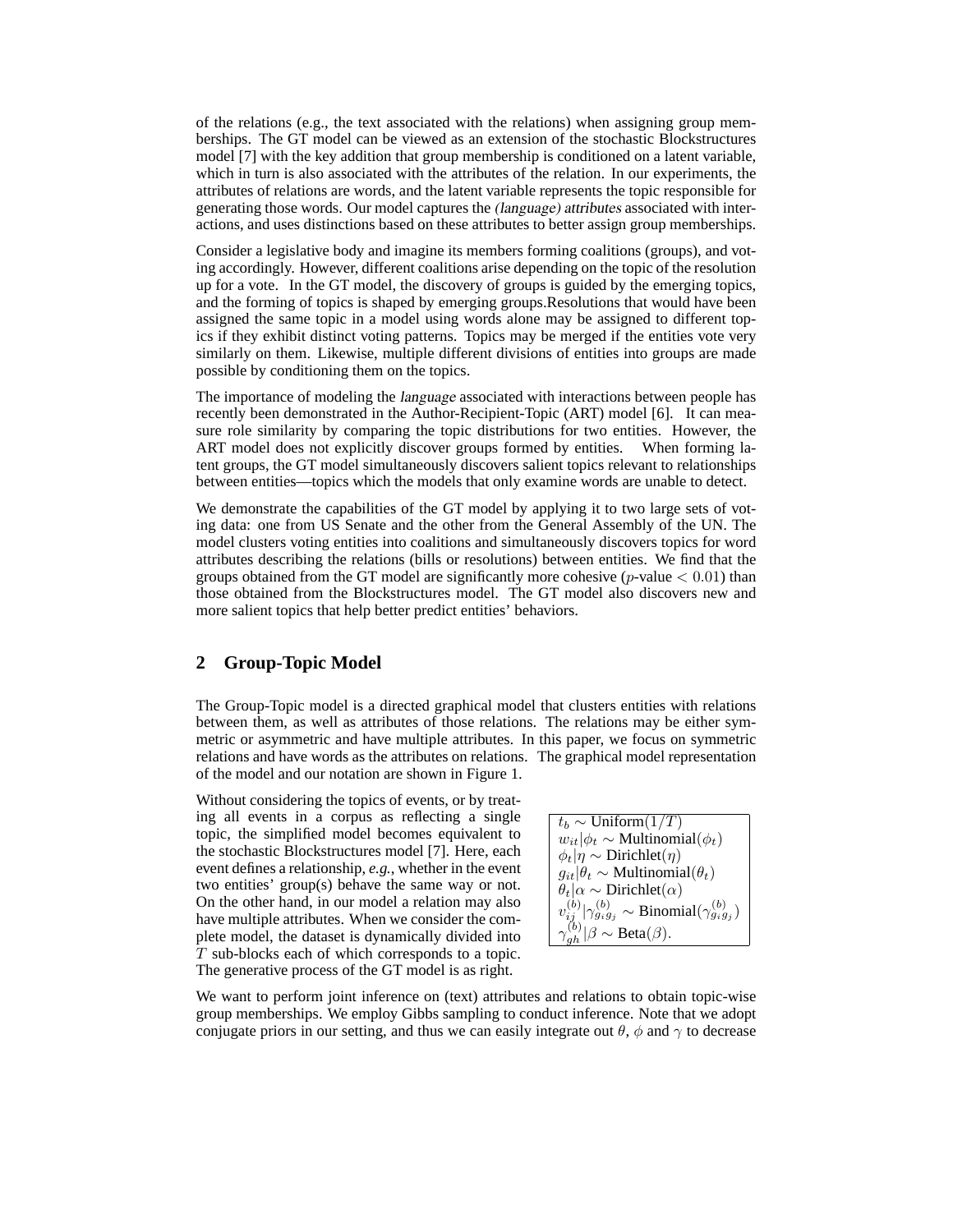of the relations (e.g., the text associated with the relations) when assigning group memberships. The GT model can be viewed as an extension of the stochastic Blockstructures model [7] with the key addition that group membership is conditioned on a latent variable, which in turn is also associated with the attributes of the relation. In our experiments, the attributes of relations are words, and the latent variable represents the topic responsible for generating those words. Our model captures the *(language) attributes* associated with interactions, and uses distinctions based on these attributes to better assign group memberships.

Consider a legislative body and imagine its members forming coalitions (groups), and voting accordingly. However, different coalitions arise depending on the topic of the resolution up for a vote. In the GT model, the discovery of groups is guided by the emerging topics, and the forming of topics is shaped by emerging groups.Resolutions that would have been assigned the same topic in a model using words alone may be assigned to different topics if they exhibit distinct voting patterns. Topics may be merged if the entities vote very similarly on them. Likewise, multiple different divisions of entities into groups are made possible by conditioning them on the topics.

The importance of modeling the *language* associated with interactions between people has recently been demonstrated in the Author-Recipient-Topic (ART) model [6]. It can measure role similarity by comparing the topic distributions for two entities. However, the ART model does not explicitly discover groups formed by entities. When forming latent groups, the GT model simultaneously discovers salient topics relevant to relationships between entities—topics which the models that only examine words are unable to detect.

We demonstrate the capabilities of the GT model by applying it to two large sets of voting data: one from US Senate and the other from the General Assembly of the UN. The model clusters voting entities into coalitions and simultaneously discovers topics for word attributes describing the relations (bills or resolutions) between entities. We find that the groups obtained from the GT model are significantly more cohesive ($p$-value $< 0.01$) than those obtained from the Blockstructures model. The GT model also discovers new and more salient topics that help better predict entities' behaviors.

## 2 Group-Topic Model

The Group-Topic model is a directed graphical model that clusters entities with relations between them, as well as attributes of those relations. The relations may be either symmetric or asymmetric and have multiple attributes. In this paper, we focus on symmetric relations and have words as the attributes on relations. The graphical model representation of the model and our notation are shown in Figure 1.

Without considering the topics of events, or by treating all events in a corpus as reflecting a single topic, the simplified model becomes equivalent to the stochastic Blockstructures model [7]. Here, each event defines a relationship, *e.g.*, whether in the event two entities' group(s) behave the same way or not. On the other hand, in our model a relation may also have multiple attributes. When we consider the complete model, the dataset is dynamically divided into $T$ sub-blocks each of which corresponds to a topic. The generative process of the GT model is as right.

$$
\begin{aligned}
&t_b \sim \text{Uniform}(1/T) \\
&w_{it}|\phi_t \sim \text{Multinomial}(\phi_t) \\
&\phi_t|\eta \sim \text{Dirichlet}(\eta) \\
&g_{it}|\theta_t \sim \text{Multinomial}(\theta_t) \\
&\theta_t|\alpha \sim \text{Dirichlet}(\alpha) \\
&v_{ij}^{(b)}|\gamma_{g_i g_j}^{(b)} \sim \text{Binomial}(\gamma_{g_i g_j}^{(b)}) \\
&\gamma_{gh}^{(b)}|\beta \sim \text{Beta}(\beta).
\end{aligned}
$$

We want to perform joint inference on (text) attributes and relations to obtain topic-wise group memberships. We employ Gibbs sampling to conduct inference. Note that we adopt conjugate priors in our setting, and thus we can easily integrate out $\theta$, $\phi$ and $\gamma$ to decrease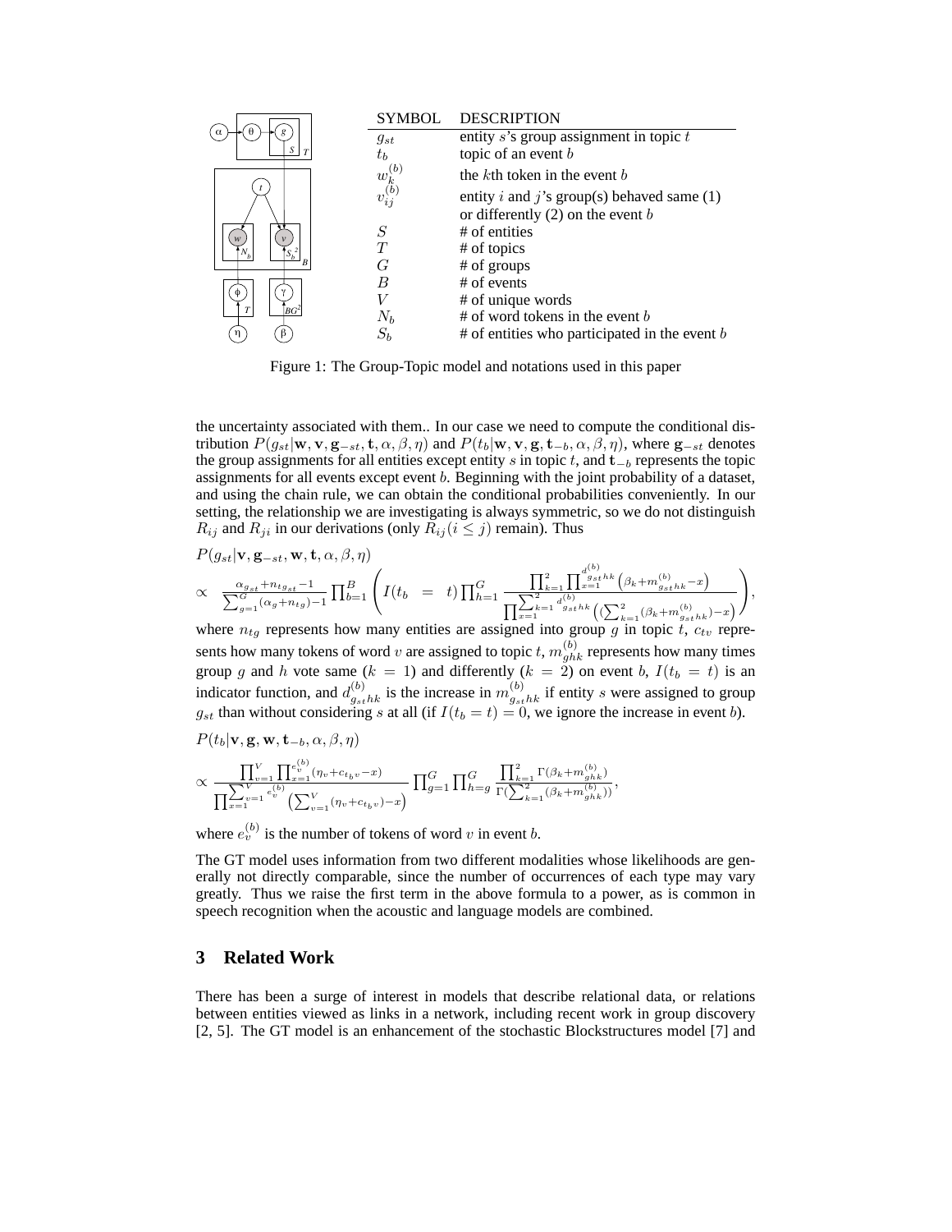| SYMBOL | DESCRIPTION |
|---|---|
| $g_{st}$ | entity $s$'s group assignment in topic $t$ |
| $t_b$ | topic of an event $b$ |
| $w_k^{(b)}$ | the $k$th token in the event $b$ |
| $v_{ij}^{(b)}$ | entity $i$ and $j$'s group(s) behaved same (1) or differently (2) on the event $b$ |
| $S$ | # of entities |
| $T$ | # of topics |
| $G$ | # of groups |
| $B$ | # of events |
| $V$ | # of unique words |
| $N_b$ | # of word tokens in the event $b$ |
| $S_b$ | # of entities who participated in the event $b$ |

Figure 1: The Group-Topic model and notations used in this paper

the uncertainty associated with them.. In our case we need to compute the conditional distribution $P(g_{st}|\mathbf{w}, \mathbf{v}, \mathbf{g}_{-st}, \mathbf{t}, \alpha, \beta, \eta)$ and $P(t_b|\mathbf{w}, \mathbf{v}, \mathbf{g}, \mathbf{t}_{-b}, \alpha, \beta, \eta)$, where $\mathbf{g}_{-st}$ denotes the group assignments for all entities except entity $s$ in topic $t$, and $\mathbf{t}_{-b}$ represents the topic assignments for all events except event $b$. Beginning with the joint probability of a dataset, and using the chain rule, we can obtain the conditional probabilities conveniently. In our setting, the relationship we are investigating is always symmetric, so we do not distinguish $R_{ij}$ and $R_{ji}$ in our derivations (only $R_{ij} (i \leq j)$ remain). Thus

$$P(g_{st}|\mathbf{v}, \mathbf{g}_{-st}, \mathbf{w}, \mathbf{t}, \alpha, \beta, \eta)$$

$$\propto \frac{\alpha_{g_{st}} + n_{tg_{st}} - 1}{\sum_{g=1}^{G}(\alpha_g + n_{tg}) - 1} \prod_{b=1}^{B} \left( I(t_b = t) \prod_{h=1}^{G} \frac{\prod_{k=1}^{2} \prod_{x=1}^{d_{g_{st}hk}^{(b)}} \left(\beta_k + m_{g_{st}hk}^{(b)} - x\right)}{\prod_{x=1}^{\sum_{k=1}^{2} d_{g_{st}hk}^{(b)}} \left( (\sum_{k=1}^{2}(\beta_k + m_{g_{st}hk}^{(b)}) - x \right)} \right),$$

where $n_{tg}$ represents how many entities are assigned into group $g$ in topic $t$, $c_{tv}$ represents how many tokens of word $v$ are assigned to topic $t$, $m_{ghk}^{(b)}$ represents how many times group $g$ and $h$ vote same ($k = 1$) and differently ($k = 2$) on event $b$, $I(t_b = t)$ is an indicator function, and $d_{g_{st}hk}^{(b)}$ is the increase in $m_{g_{st}hk}^{(b)}$ if entity $s$ were assigned to group $g_{st}$ than without considering $s$ at all (if $I(t_b = t) = 0$, we ignore the increase in event $b$).

$$P(t_b|\mathbf{v}, \mathbf{g}, \mathbf{w}, \mathbf{t}_{-b}, \alpha, \beta, \eta)$$

$$\propto \frac{\prod_{v=1}^{V} \prod_{x=1}^{e_v^{(b)}} (\eta_v + c_{t_b v} - x)}{\prod_{x=1}^{\sum_{v=1}^{V} e_v^{(b)}} \left( \sum_{v=1}^{V} (\eta_v + c_{t_b v}) - x \right)} \prod_{g=1}^{G} \prod_{h=g}^{G} \frac{\prod_{k=1}^{2} \Gamma(\beta_k + m_{ghk}^{(b)})}{\Gamma(\sum_{k=1}^{2}(\beta_k + m_{ghk}^{(b)}))},$$

where $e_v^{(b)}$ is the number of tokens of word $v$ in event $b$.

The GT model uses information from two different modalities whose likelihoods are generally not directly comparable, since the number of occurrences of each type may vary greatly. Thus we raise the first term in the above formula to a power, as is common in speech recognition when the acoustic and language models are combined.

## 3 Related Work

There has been a surge of interest in models that describe relational data, or relations between entities viewed as links in a network, including recent work in group discovery [2, 5]. The GT model is an enhancement of the stochastic Blockstructures model [7] and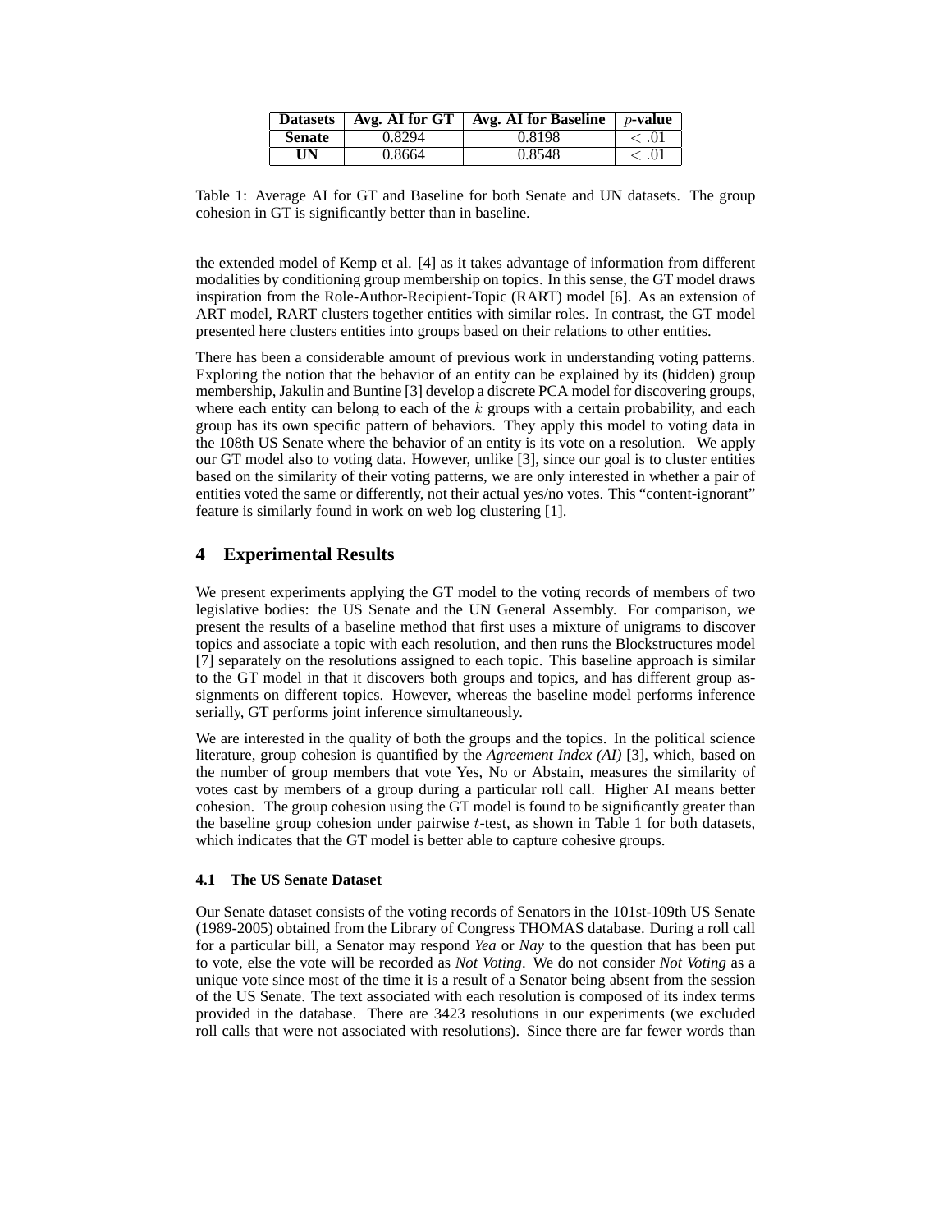| Datasets | Avg. AI for GT | Avg. AI for Baseline | $p$-value |
|---|---|---|---|
| **Senate** | 0.8294 | 0.8198 | $< .01$ |
| **UN** | 0.8664 | 0.8548 | $< .01$ |

Table 1: Average AI for GT and Baseline for both Senate and UN datasets. The group cohesion in GT is significantly better than in baseline.

the extended model of Kemp et al. [4] as it takes advantage of information from different modalities by conditioning group membership on topics. In this sense, the GT model draws inspiration from the Role-Author-Recipient-Topic (RART) model [6]. As an extension of ART model, RART clusters together entities with similar roles. In contrast, the GT model presented here clusters entities into groups based on their relations to other entities.

There has been a considerable amount of previous work in understanding voting patterns. Exploring the notion that the behavior of an entity can be explained by its (hidden) group membership, Jakulin and Buntine [3] develop a discrete PCA model for discovering groups, where each entity can belong to each of the $k$ groups with a certain probability, and each group has its own specific pattern of behaviors. They apply this model to voting data in the 108th US Senate where the behavior of an entity is its vote on a resolution. We apply our GT model also to voting data. However, unlike [3], since our goal is to cluster entities based on the similarity of their voting patterns, we are only interested in whether a pair of entities voted the same or differently, not their actual yes/no votes. This "content-ignorant" feature is similarly found in work on web log clustering [1].

## 4 Experimental Results

We present experiments applying the GT model to the voting records of members of two legislative bodies: the US Senate and the UN General Assembly. For comparison, we present the results of a baseline method that first uses a mixture of unigrams to discover topics and associate a topic with each resolution, and then runs the Blockstructures model [7] separately on the resolutions assigned to each topic. This baseline approach is similar to the GT model in that it discovers both groups and topics, and has different group assignments on different topics. However, whereas the baseline model performs inference serially, GT performs joint inference simultaneously.

We are interested in the quality of both the groups and the topics. In the political science literature, group cohesion is quantified by the *Agreement Index (AI)* [3], which, based on the number of group members that vote Yes, No or Abstain, measures the similarity of votes cast by members of a group during a particular roll call. Higher AI means better cohesion. The group cohesion using the GT model is found to be significantly greater than the baseline group cohesion under pairwise $t$-test, as shown in Table 1 for both datasets, which indicates that the GT model is better able to capture cohesive groups.

### 4.1 The US Senate Dataset

Our Senate dataset consists of the voting records of Senators in the 101st-109th US Senate (1989-2005) obtained from the Library of Congress THOMAS database. During a roll call for a particular bill, a Senator may respond *Yea* or *Nay* to the question that has been put to vote, else the vote will be recorded as *Not Voting*. We do not consider *Not Voting* as a unique vote since most of the time it is a result of a Senator being absent from the session of the US Senate. The text associated with each resolution is composed of its index terms provided in the database. There are 3423 resolutions in our experiments (we excluded roll calls that were not associated with resolutions). Since there are far fewer words than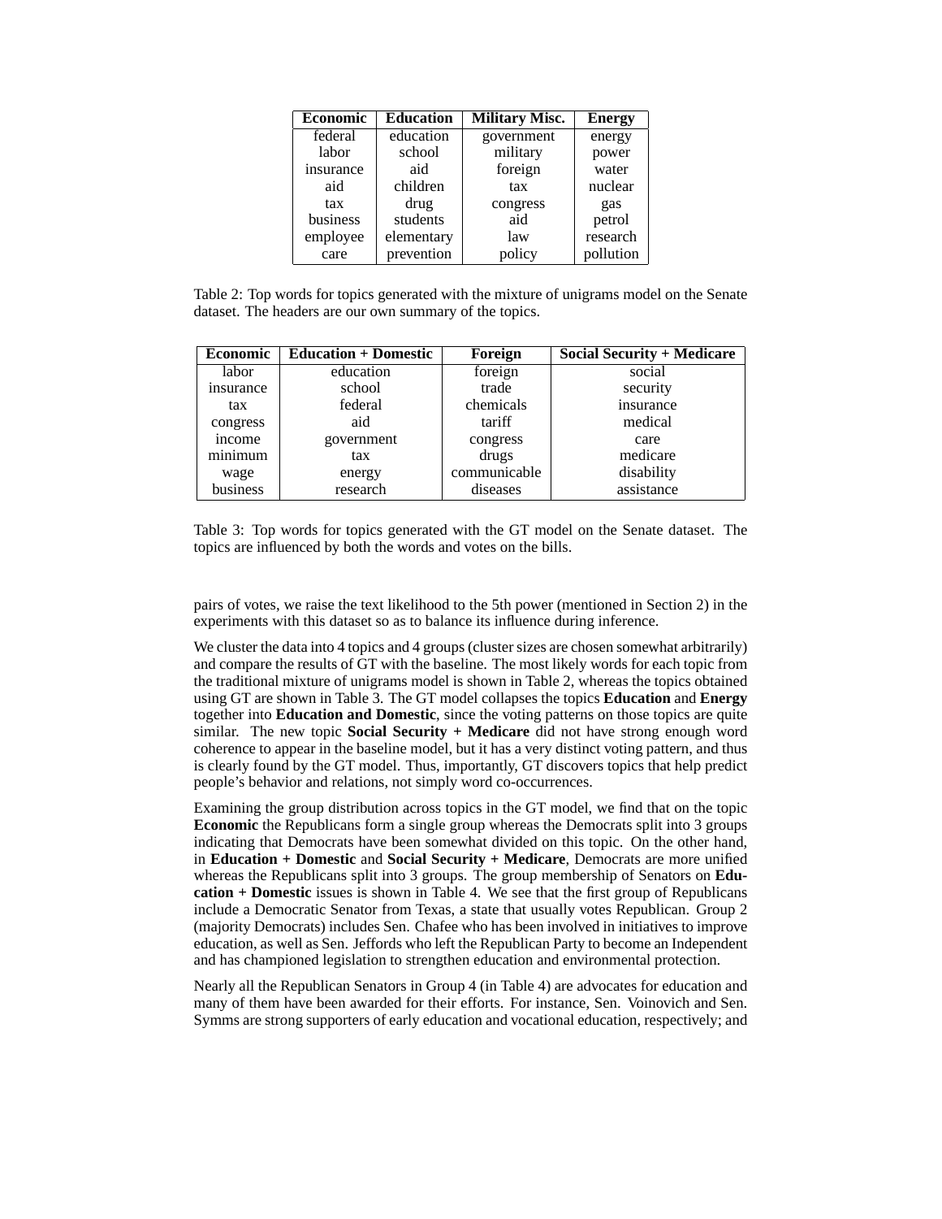| Economic | Education | Military Misc. | Energy |
|---|---|---|---|
| federal | education | government | energy |
| labor | school | military | power |
| insurance | aid | foreign | water |
| aid | children | tax | nuclear |
| tax | drug | congress | gas |
| business | students | aid | petrol |
| employee | elementary | law | research |
| care | prevention | policy | pollution |

Table 2: Top words for topics generated with the mixture of unigrams model on the Senate dataset. The headers are our own summary of the topics.

| Economic | Education + Domestic | Foreign | Social Security + Medicare |
|---|---|---|---|
| labor | education | foreign | social |
| insurance | school | trade | security |
| tax | federal | chemicals | insurance |
| congress | aid | tariff | medical |
| income | government | congress | care |
| minimum | tax | drugs | medicare |
| wage | energy | communicable | disability |
| business | research | diseases | assistance |

Table 3: Top words for topics generated with the GT model on the Senate dataset. The topics are influenced by both the words and votes on the bills.

pairs of votes, we raise the text likelihood to the 5th power (mentioned in Section 2) in the experiments with this dataset so as to balance its influence during inference.

We cluster the data into 4 topics and 4 groups (cluster sizes are chosen somewhat arbitrarily) and compare the results of GT with the baseline. The most likely words for each topic from the traditional mixture of unigrams model is shown in Table 2, whereas the topics obtained using GT are shown in Table 3. The GT model collapses the topics **Education** and **Energy** together into **Education and Domestic**, since the voting patterns on those topics are quite similar. The new topic **Social Security + Medicare** did not have strong enough word coherence to appear in the baseline model, but it has a very distinct voting pattern, and thus is clearly found by the GT model. Thus, importantly, GT discovers topics that help predict people's behavior and relations, not simply word co-occurrences.

Examining the group distribution across topics in the GT model, we find that on the topic **Economic** the Republicans form a single group whereas the Democrats split into 3 groups indicating that Democrats have been somewhat divided on this topic. On the other hand, in **Education + Domestic** and **Social Security + Medicare**, Democrats are more unified whereas the Republicans split into 3 groups. The group membership of Senators on **Education + Domestic** issues is shown in Table 4. We see that the first group of Republicans include a Democratic Senator from Texas, a state that usually votes Republican. Group 2 (majority Democrats) includes Sen. Chafee who has been involved in initiatives to improve education, as well as Sen. Jeffords who left the Republican Party to become an Independent and has championed legislation to strengthen education and environmental protection.

Nearly all the Republican Senators in Group 4 (in Table 4) are advocates for education and many of them have been awarded for their efforts. For instance, Sen. Voinovich and Sen. Symms are strong supporters of early education and vocational education, respectively; and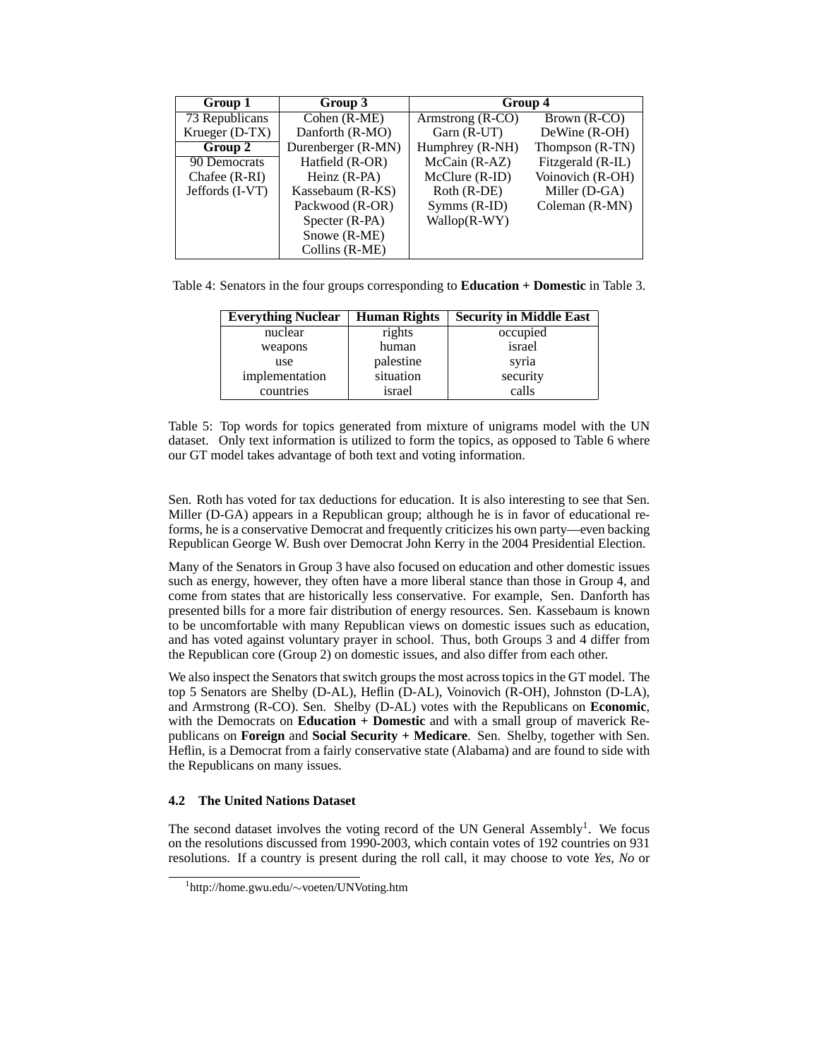| Group 1 | Group 3 | Group 4 | |
|---|---|---|---|
| 73 Republicans | Cohen (R-ME) | Armstrong (R-CO) | Brown (R-CO) |
| Krueger (D-TX) | Danforth (R-MO) | Garn (R-UT) | DeWine (R-OH) |
| **Group 2** | Durenberger (R-MN) | Humphrey (R-NH) | Thompson (R-TN) |
| 90 Democrats | Hatfield (R-OR) | McCain (R-AZ) | Fitzgerald (R-IL) |
| Chafee (R-RI) | Heinz (R-PA) | McClure (R-ID) | Voinovich (R-OH) |
| Jeffords (I-VT) | Kassebaum (R-KS) | Roth (R-DE) | Miller (D-GA) |
| | Packwood (R-OR) | Symms (R-ID) | Coleman (R-MN) |
| | Specter (R-PA) | Wallop(R-WY) | |
| | Snowe (R-ME) | | |
| | Collins (R-ME) | | |

Table 4: Senators in the four groups corresponding to **Education + Domestic** in Table 3.

| Everything Nuclear | Human Rights | Security in Middle East |
|---|---|---|
| nuclear | rights | occupied |
| weapons | human | israel |
| use | palestine | syria |
| implementation | situation | security |
| countries | israel | calls |

Table 5: Top words for topics generated from mixture of unigrams model with the UN dataset. Only text information is utilized to form the topics, as opposed to Table 6 where our GT model takes advantage of both text and voting information.

Sen. Roth has voted for tax deductions for education. It is also interesting to see that Sen. Miller (D-GA) appears in a Republican group; although he is in favor of educational reforms, he is a conservative Democrat and frequently criticizes his own party—even backing Republican George W. Bush over Democrat John Kerry in the 2004 Presidential Election.

Many of the Senators in Group 3 have also focused on education and other domestic issues such as energy, however, they often have a more liberal stance than those in Group 4, and come from states that are historically less conservative. For example, Sen. Danforth has presented bills for a more fair distribution of energy resources. Sen. Kassebaum is known to be uncomfortable with many Republican views on domestic issues such as education, and has voted against voluntary prayer in school. Thus, both Groups 3 and 4 differ from the Republican core (Group 2) on domestic issues, and also differ from each other.

We also inspect the Senators that switch groups the most across topics in the GT model. The top 5 Senators are Shelby (D-AL), Heflin (D-AL), Voinovich (R-OH), Johnston (D-LA), and Armstrong (R-CO). Sen. Shelby (D-AL) votes with the Republicans on **Economic**, with the Democrats on **Education + Domestic** and with a small group of maverick Republicans on **Foreign** and **Social Security + Medicare**. Sen. Shelby, together with Sen. Heflin, is a Democrat from a fairly conservative state (Alabama) and are found to side with the Republicans on many issues.

### 4.2 The United Nations Dataset

The second dataset involves the voting record of the UN General Assembly[1]. We focus on the resolutions discussed from 1990-2003, which contain votes of 192 countries on 931 resolutions. If a country is present during the roll call, it may choose to vote *Yes*, *No* or

[1] http://home.gwu.edu/∼voeten/UNVoting.htm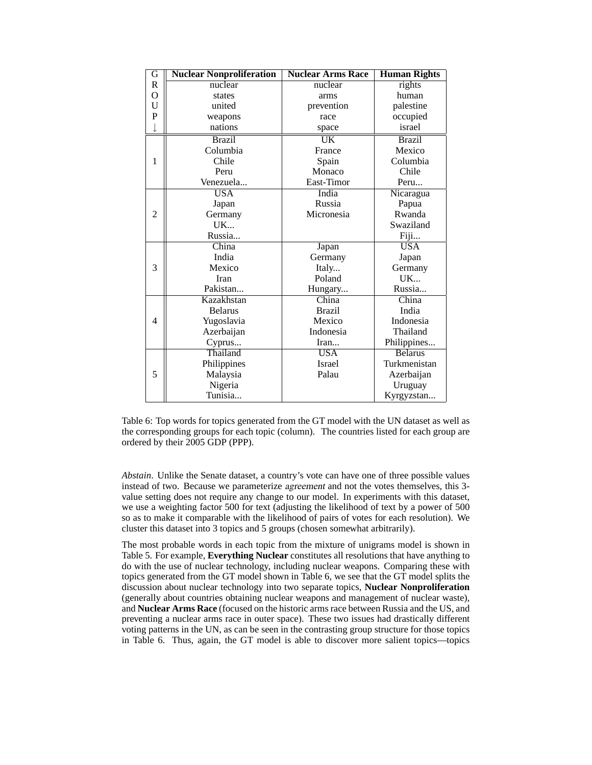| GROUP ↓ | **Nuclear Nonproliferation** | **Nuclear Arms Race** | **Human Rights** |
|---|---|---|---|
| | nuclear<br>states<br>united<br>weapons<br>nations | nuclear<br>arms<br>prevention<br>race<br>space | rights<br>human<br>palestine<br>occupied<br>israel |
| 1 | Brazil<br>Columbia<br>Chile<br>Peru<br>Venezuela... | UK<br>France<br>Spain<br>Monaco<br>East-Timor | Brazil<br>Mexico<br>Columbia<br>Chile<br>Peru... |
| 2 | USA<br>Japan<br>Germany<br>UK...<br>Russia... | India<br>Russia<br>Micronesia | Nicaragua<br>Papua<br>Rwanda<br>Swaziland<br>Fiji... |
| 3 | China<br>India<br>Mexico<br>Iran<br>Pakistan... | Japan<br>Germany<br>Italy...<br>Poland<br>Hungary... | USA<br>Japan<br>Germany<br>UK...<br>Russia... |
| 4 | Kazakhstan<br>Belarus<br>Yugoslavia<br>Azerbaijan<br>Cyprus... | China<br>Brazil<br>Mexico<br>Indonesia<br>Iran... | China<br>India<br>Indonesia<br>Thailand<br>Philippines... |
| 5 | Thailand<br>Philippines<br>Malaysia<br>Nigeria<br>Tunisia... | USA<br>Israel<br>Palau | Belarus<br>Turkmenistan<br>Azerbaijan<br>Uruguay<br>Kyrgyzstan... |

Table 6: Top words for topics generated from the GT model with the UN dataset as well as the corresponding groups for each topic (column). The countries listed for each group are ordered by their 2005 GDP (PPP).

*Abstain*. Unlike the Senate dataset, a country's vote can have one of three possible values instead of two. Because we parameterize *agreement* and not the votes themselves, this 3-value setting does not require any change to our model. In experiments with this dataset, we use a weighting factor 500 for text (adjusting the likelihood of text by a power of 500 so as to make it comparable with the likelihood of pairs of votes for each resolution). We cluster this dataset into 3 topics and 5 groups (chosen somewhat arbitrarily).

The most probable words in each topic from the mixture of unigrams model is shown in Table 5. For example, **Everything Nuclear** constitutes all resolutions that have anything to do with the use of nuclear technology, including nuclear weapons. Comparing these with topics generated from the GT model shown in Table 6, we see that the GT model splits the discussion about nuclear technology into two separate topics, **Nuclear Nonproliferation** (generally about countries obtaining nuclear weapons and management of nuclear waste), and **Nuclear Arms Race** (focused on the historic arms race between Russia and the US, and preventing a nuclear arms race in outer space). These two issues had drastically different voting patterns in the UN, as can be seen in the contrasting group structure for those topics in Table 6. Thus, again, the GT model is able to discover more salient topics—topics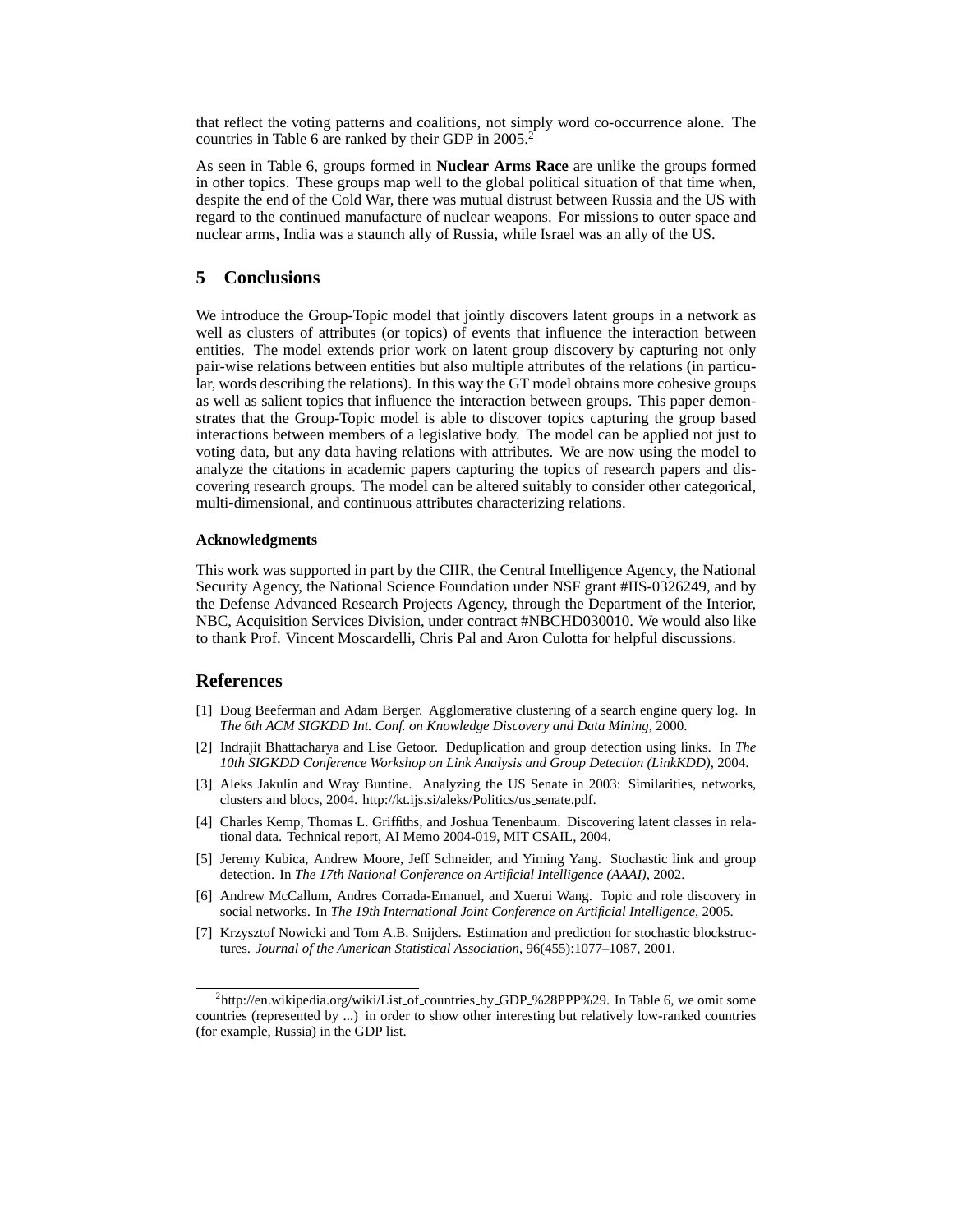that reflect the voting patterns and coalitions, not simply word co-occurrence alone. The countries in Table 6 are ranked by their GDP in 2005.[2]

As seen in Table 6, groups formed in **Nuclear Arms Race** are unlike the groups formed in other topics. These groups map well to the global political situation of that time when, despite the end of the Cold War, there was mutual distrust between Russia and the US with regard to the continued manufacture of nuclear weapons. For missions to outer space and nuclear arms, India was a staunch ally of Russia, while Israel was an ally of the US.

## 5 Conclusions

We introduce the Group-Topic model that jointly discovers latent groups in a network as well as clusters of attributes (or topics) of events that influence the interaction between entities. The model extends prior work on latent group discovery by capturing not only pair-wise relations between entities but also multiple attributes of the relations (in particular, words describing the relations). In this way the GT model obtains more cohesive groups as well as salient topics that influence the interaction between groups. This paper demonstrates that the Group-Topic model is able to discover topics capturing the group based interactions between members of a legislative body. The model can be applied not just to voting data, but any data having relations with attributes. We are now using the model to analyze the citations in academic papers capturing the topics of research papers and discovering research groups. The model can be altered suitably to consider other categorical, multi-dimensional, and continuous attributes characterizing relations.

### Acknowledgments

This work was supported in part by the CIIR, the Central Intelligence Agency, the National Security Agency, the National Science Foundation under NSF grant #IIS-0326249, and by the Defense Advanced Research Projects Agency, through the Department of the Interior, NBC, Acquisition Services Division, under contract #NBCHD030010. We would also like to thank Prof. Vincent Moscardelli, Chris Pal and Aron Culotta for helpful discussions.

## References

[1] Doug Beeferman and Adam Berger. Agglomerative clustering of a search engine query log. In *The 6th ACM SIGKDD Int. Conf. on Knowledge Discovery and Data Mining*, 2000.

[2] Indrajit Bhattacharya and Lise Getoor. Deduplication and group detection using links. In *The 10th SIGKDD Conference Workshop on Link Analysis and Group Detection (LinkKDD)*, 2004.

[3] Aleks Jakulin and Wray Buntine. Analyzing the US Senate in 2003: Similarities, networks, clusters and blocs, 2004. http://kt.ijs.si/aleks/Politics/us_senate.pdf.

[4] Charles Kemp, Thomas L. Griffiths, and Joshua Tenenbaum. Discovering latent classes in relational data. Technical report, AI Memo 2004-019, MIT CSAIL, 2004.

[5] Jeremy Kubica, Andrew Moore, Jeff Schneider, and Yiming Yang. Stochastic link and group detection. In *The 17th National Conference on Artificial Intelligence (AAAI)*, 2002.

[6] Andrew McCallum, Andres Corrada-Emanuel, and Xuerui Wang. Topic and role discovery in social networks. In *The 19th International Joint Conference on Artificial Intelligence*, 2005.

[7] Krzysztof Nowicki and Tom A.B. Snijders. Estimation and prediction for stochastic blockstructures. *Journal of the American Statistical Association*, 96(455):1077–1087, 2001.

---

[2] http://en.wikipedia.org/wiki/List_of_countries_by_GDP_%28PPP%29. In Table 6, we omit some countries (represented by ...) in order to show other interesting but relatively low-ranked countries (for example, Russia) in the GDP list.